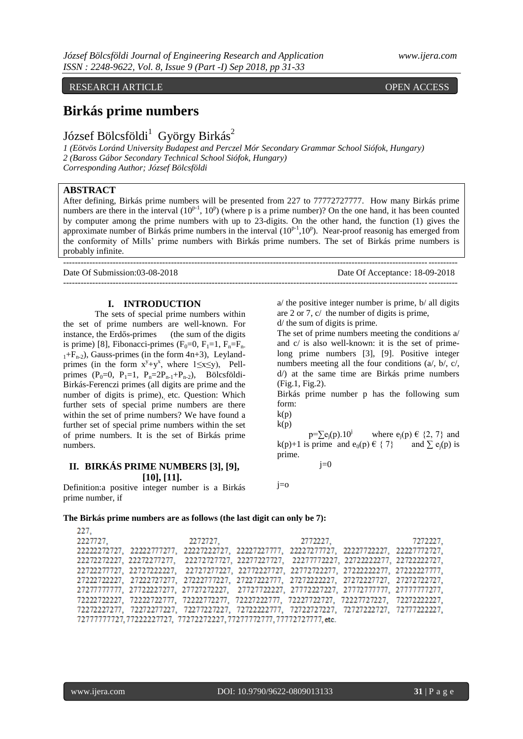RESEARCH ARTICLE OPEN ACCESS

# Birkás prime numbers

József Bölcsföldi[1] György Birkás[2]

*1 (Eötvös Loránd University Budapest and Perczel Mór Secondary Grammar School Siófok, Hungary)*
*2 (Baross Gábor Secondary Technical School Siófok, Hungary)*
*Corresponding Author; József Bölcsföldi*

**ABSTRACT**

After defining, Birkás prime numbers will be presented from 227 to 77772727777. How many Birkás prime numbers are there in the interval $(10^{p-1}, 10^p)$ (where p is a prime number)? On the one hand, it has been counted by computer among the prime numbers with up to 23-digits. On the other hand, the function (1) gives the approximate number of Birkás prime numbers in the interval $(10^{p-1},10^p)$. Near-proof reasonig has emerged from the conformity of Mills' prime numbers with Birkás prime numbers. The set of Birkás prime numbers is probably infinite.

Date Of Submission:03-08-2018 Date Of Acceptance: 18-09-2018

## I. INTRODUCTION

The sets of special prime numbers within the set of prime numbers are well-known. For instance, the Erdős-primes (the sum of the digits is prime) [8], Fibonacci-primes ($F_0=0$, $F_1=1$, $F_n=F_{n-1}+F_{n-2}$), Gauss-primes (in the form 4n+3), Leyland-primes (in the form $x^y+y^x$, where $1\leq x\leq y$), Pell-primes ($P_0=0$, $P_1=1$, $P_n=2P_{n-1}+P_{n-2}$), Bölcsföldi-Birkás-Ferenczi primes (all digits are prime and the number of digits is prime), etc. Question: Which further sets of special prime numbers are there within the set of prime numbers? We have found a further set of special prime numbers within the set of prime numbers. It is the set of Birkás prime numbers.

## II. BIRKÁS PRIME NUMBERS [3], [9], [10], [11].

Definition:a positive integer number is a Birkás prime number, if

a/ the positive integer number is prime, b/ all digits are 2 or 7, c/ the number of digits is prime,

d/ the sum of digits is prime.

The set of prime numbers meeting the conditions a/ and c/ is also well-known: it is the set of prime-long prime numbers [3], [9]. Positive integer numbers meeting all the four conditions (a/, b/, c/, d/) at the same time are Birkás prime numbers (Fig.1, Fig.2).

Birkás prime number p has the following sum form:

$$p=\sum_{j=0}^{k(p)} e_j(p).10^j \quad \text{where } e_j(p) \in \{2, 7\} \text{ and } k(p)+1 \text{ is prime and } e_0(p) \in \{7\} \text{ and } \sum_{j=0}^{k(p)} e_j(p) \text{ is prime.}$$

**The Birkás prime numbers are as follows (the last digit can only be 7):**

227,
2227727, 2272727, 2772227, 7272227,
22222272727, 22222777277, 22227222727, 22227227777, 22227277727, 22227722227, 22227772727,
22272272227, 22272277277, 22272727727, 22277227727, 22277772227, 22722222277, 22722222727,
22722277727, 22727222227, 22727277227, 22772227727, 22772722277, 27222222277, 27222227777,
27222722227, 27222727277, 27222777227, 27227222777, 27272222227, 27272227727, 27272722727,
27277777777, 27722227277, 27727272227, 27727722227, 27772227227, 27772777777, 27777777277,
72222722227, 72222722777, 72222772277, 72227222777, 72227722727, 72227727227, 72272222227,
72272227277, 72272277227, 72277227227, 72722222777, 72722727227, 72727222727, 72777222227,
72777777727, 77222227727, 77272272227, 77277772777, 77772727777, etc.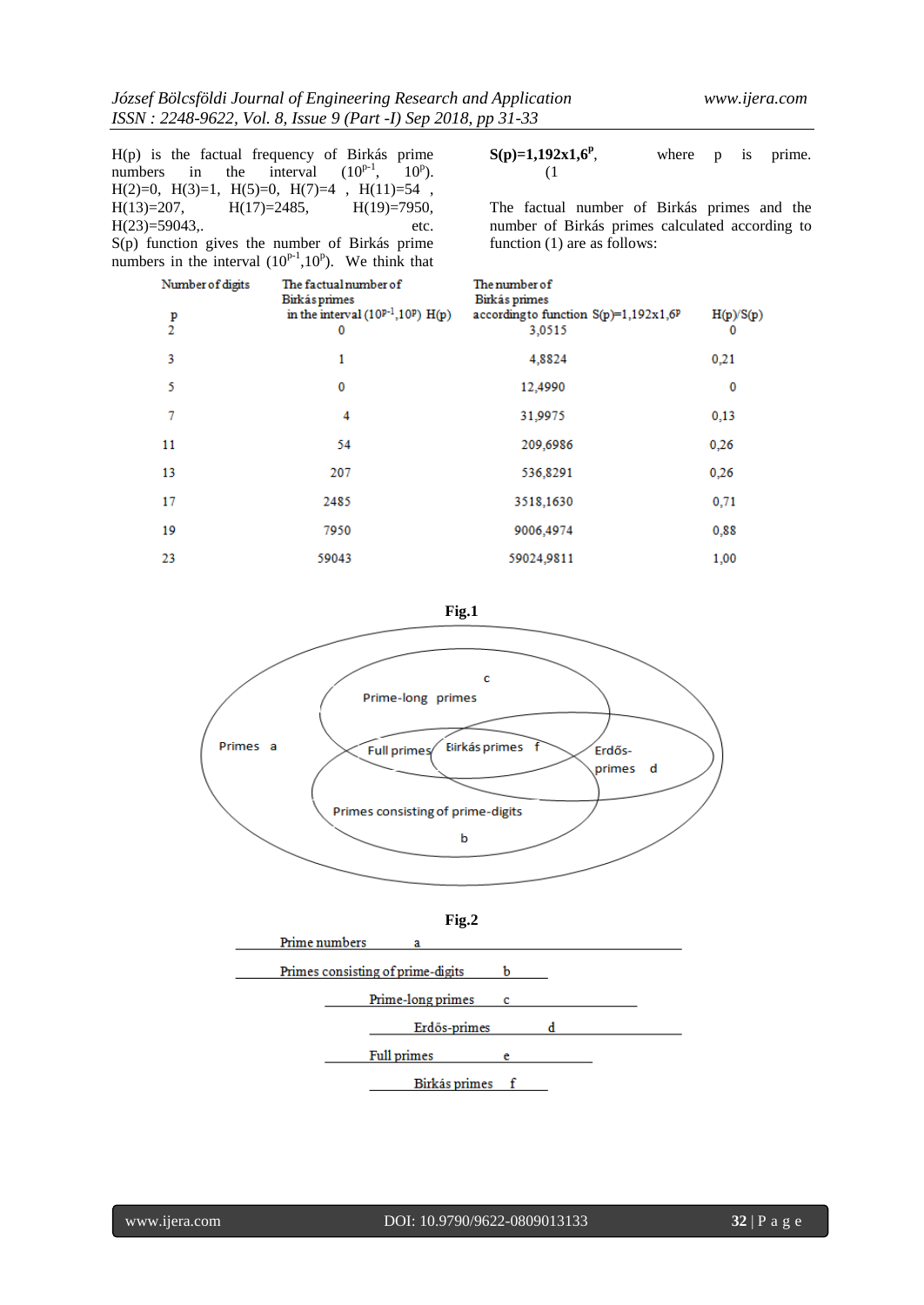H(p) is the factual frequency of Birkás prime numbers in the interval ($10^{p-1}$, $10^p$). H(2)=0, H(3)=1, H(5)=0, H(7)=4 , H(11)=54 , H(13)=207, H(17)=2485, H(19)=7950, H(23)=59043,. etc.

S(p) function gives the number of Birkás prime numbers in the interval ($10^{p-1}$,$10^p$). We think that

**$S(p)=1{,}192 \times 1{,}6^p$**, where p is prime. (1

The factual number of Birkás primes and the number of Birkás primes calculated according to function (1) are as follows:

| Number of digits p | The factual number of Birkás primes in the interval ($10^{p-1}$,$10^p$) H(p) | The number of Birkás primes according to function $S(p)=1{,}192 \times 1{,}6^p$ | H(p)/S(p) |
|---|---|---|---|
| 2 | 0 | 3,0515 | 0 |
| 3 | 1 | 4,8824 | 0,21 |
| 5 | 0 | 12,4990 | 0 |
| 7 | 4 | 31,9975 | 0,13 |
| 11 | 54 | 209,6986 | 0,26 |
| 13 | 207 | 536,8291 | 0,26 |
| 17 | 2485 | 3518,1630 | 0,71 |
| 19 | 7950 | 9006,4974 | 0,88 |
| 23 | 59043 | 59024,9811 | 1,00 |

**Fig.1**

**Fig.2**

Prime numbers a

Primes consisting of prime-digits b

Prime-long primes c

Erdős-primes d

Full primes e

Birkás primes f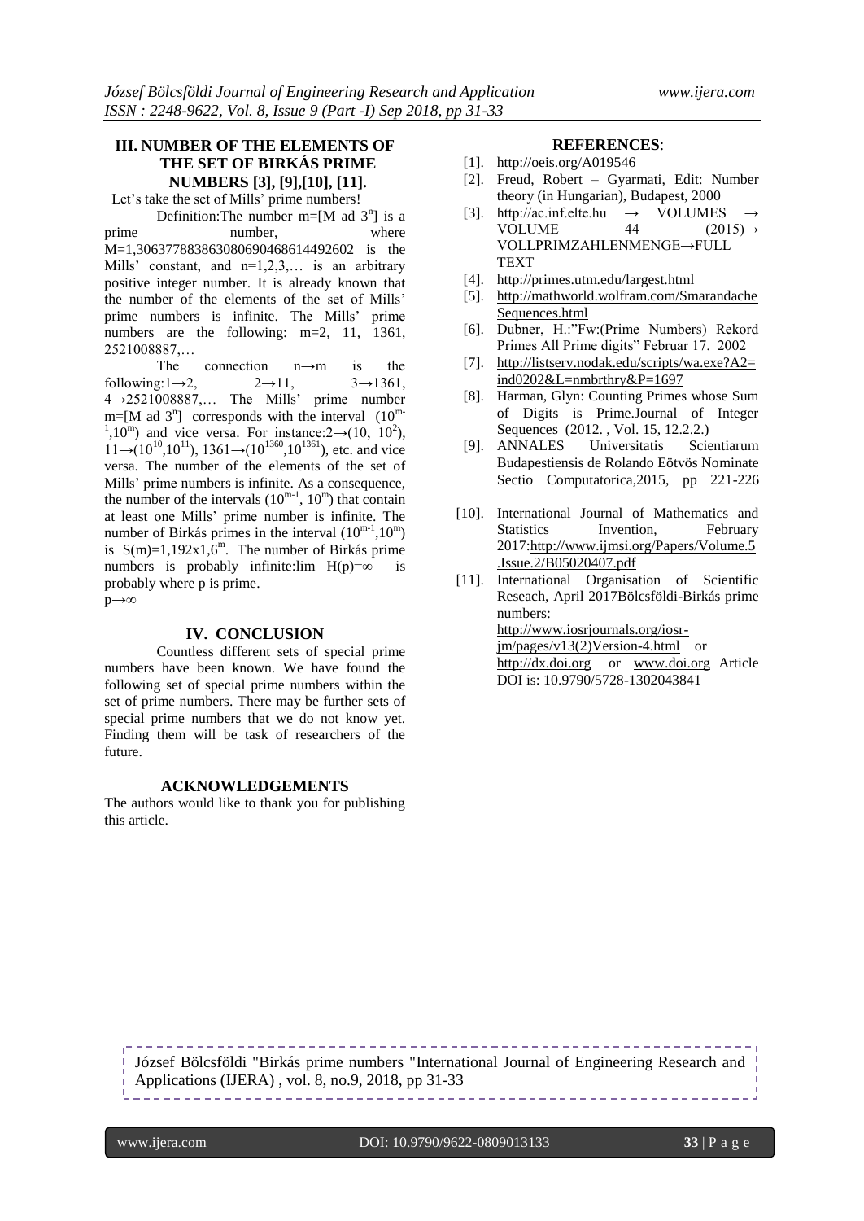## III. NUMBER OF THE ELEMENTS OF THE SET OF BIRKÁS PRIME NUMBERS [3], [9],[10], [11].

Let's take the set of Mills' prime numbers!

Definition:The number m=[M ad $3^n$] is a prime number, where M=1,3063778838630806904686144926O2 is the Mills' constant, and n=1,2,3,… is an arbitrary positive integer number. It is already known that the number of the elements of the set of Mills' prime numbers is infinite. The Mills' prime numbers are the following: m=2, 11, 1361, 2521008887,…

The connection n→m is the following:1→2, 2→11, 3→1361, 4→2521008887,… The Mills' prime number m=[M ad $3^n$] corresponds with the interval $(10^{m-1},10^m)$ and vice versa. For instance:2→(10, $10^2$), 11→$(10^{10},10^{11})$, 1361→$(10^{1360},10^{1361})$, etc. and vice versa. The number of the elements of the set of Mills' prime numbers is infinite. As a consequence, the number of the intervals $(10^{m-1}, 10^m)$ that contain at least one Mills' prime number is infinite. The number of Birkás primes in the interval $(10^{m-1},10^m)$ is $S(m)=1,192x1,6^m$. The number of Birkás prime numbers is probably infinite:$\lim_{p\to\infty} H(p)=\infty$ is probably where p is prime.

## IV. CONCLUSION

Countless different sets of special prime numbers have been known. We have found the following set of special prime numbers within the set of prime numbers. There may be further sets of special prime numbers that we do not know yet. Finding them will be task of researchers of the future.

## ACKNOWLEDGEMENTS

The authors would like to thank you for publishing this article.

## REFERENCES:

[1]. http://oeis.org/A019546
[2]. Freud, Robert – Gyarmati, Edit: Number theory (in Hungarian), Budapest, 2000
[3]. http://ac.inf.elte.hu → VOLUMES → VOLUME 44 (2015)→ VOLLPRIMZAHLENMENGE→FULL TEXT
[4]. http://primes.utm.edu/largest.html
[5]. http://mathworld.wolfram.com/SmarandacheSequences.html
[6]. Dubner, H.:"Fw:(Prime Numbers) Rekord Primes All Prime digits" Februar 17. 2002
[7]. http://listserv.nodak.edu/scripts/wa.exe?A2=ind0202&L=nmbrthry&P=1697
[8]. Harman, Glyn: Counting Primes whose Sum of Digits is Prime.Journal of Integer Sequences (2012. , Vol. 15, 12.2.2.)
[9]. ANNALES Universitatis Scientiarum Budapestiensis de Rolando Eötvös Nominate Sectio Computatorica,2015, pp 221-226
[10]. International Journal of Mathematics and Statistics Invention, February 2017:http://www.ijmsi.org/Papers/Volume.5.Issue.2/B05020407.pdf
[11]. International Organisation of Scientific Reseach, April 2017Bölcsföldi-Birkás prime numbers: http://www.iosrjournals.org/iosr-jm/pages/v13(2)Version-4.html or http://dx.doi.org or www.doi.org Article DOI is: 10.9790/5728-1302043841

József Bölcsföldi "Birkás prime numbers "International Journal of Engineering Research and Applications (IJERA) , vol. 8, no.9, 2018, pp 31-33